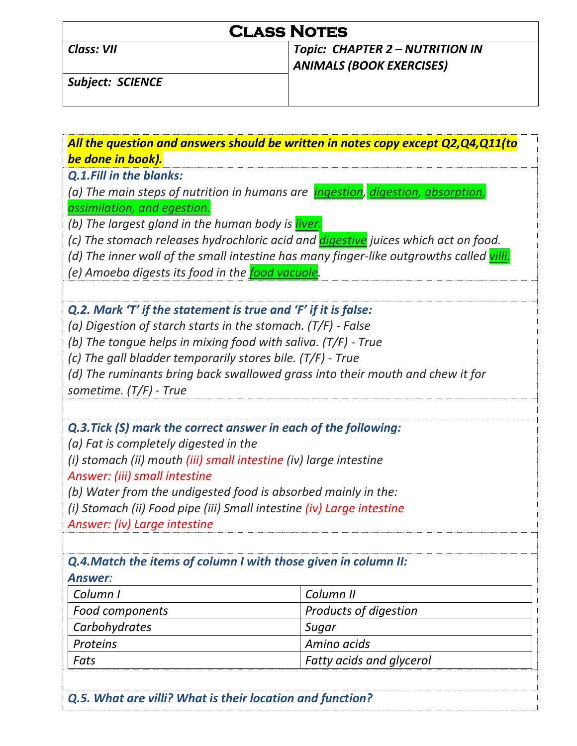# Class Notes

| Class: VII | Topic: CHAPTER 2 – NUTRITION IN ANIMALS (BOOK EXERCISES) |
|---|---|
| Subject: SCIENCE | |

***All the question and answers should be written in notes copy except Q2,Q4,Q11(to be done in book).***

***Q.1.Fill in the blanks:***

*(a) The main steps of nutrition in humans are ingestion, digestion, absorption, assimilation, and egestion.*

*(b) The largest gland in the human body is liver.*

*(c) The stomach releases hydrochloric acid and digestive juices which act on food.*

*(d) The inner wall of the small intestine has many finger-like outgrowths called villi.*

*(e) Amoeba digests its food in the food vacuole.*

***Q.2. Mark 'T' if the statement is true and 'F' if it is false:***

*(a) Digestion of starch starts in the stomach. (T/F) - False*

*(b) The tongue helps in mixing food with saliva. (T/F) - True*

*(c) The gall bladder temporarily stores bile. (T/F) - True*

*(d) The ruminants bring back swallowed grass into their mouth and chew it for sometime. (T/F) - True*

***Q.3.Tick (S) mark the correct answer in each of the following:***

*(a) Fat is completely digested in the*

*(i) stomach (ii) mouth (iii) small intestine (iv) large intestine*

*Answer: (iii) small intestine*

*(b) Water from the undigested food is absorbed mainly in the:*

*(i) Stomach (ii) Food pipe (iii) Small intestine (iv) Large intestine*

*Answer: (iv) Large intestine*

***Q.4.Match the items of column I with those given in column II:***

***Answer:***

| Column I | Column II |
|---|---|
| Food components | Products of digestion |
| Carbohydrates | Sugar |
| Proteins | Amino acids |
| Fats | Fatty acids and glycerol |

***Q.5. What are villi? What is their location and function?***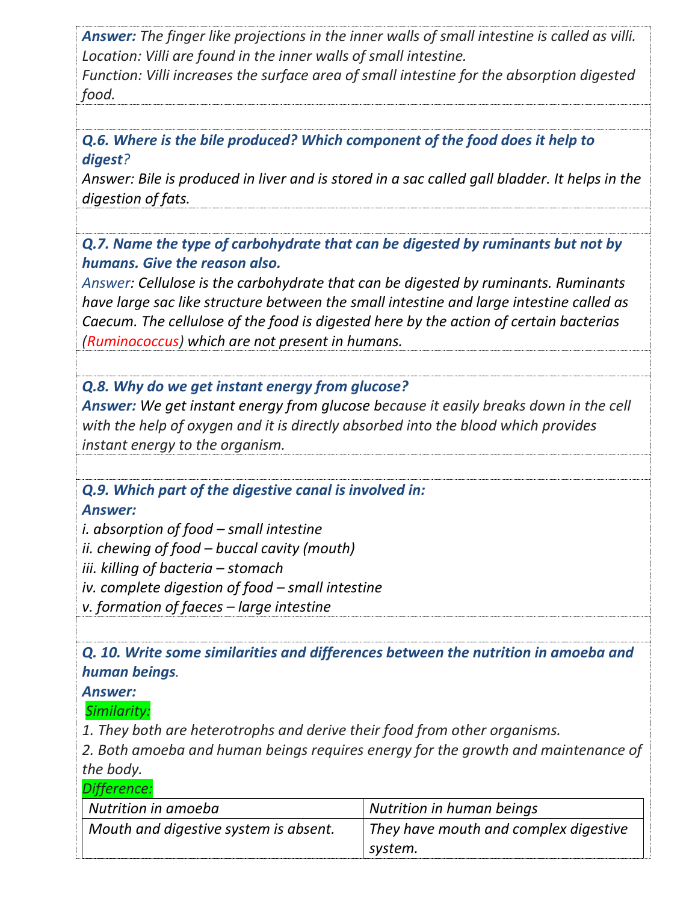***Answer:*** *The finger like projections in the inner walls of small intestine is called as villi.*
*Location: Villi are found in the inner walls of small intestine.*
*Function: Villi increases the surface area of small intestine for the absorption digested food.*

***Q.6. Where is the bile produced? Which component of the food does it help to digest?***
*Answer: Bile is produced in liver and is stored in a sac called gall bladder. It helps in the digestion of fats.*

***Q.7. Name the type of carbohydrate that can be digested by ruminants but not by humans. Give the reason also.***
*Answer: Cellulose is the carbohydrate that can be digested by ruminants. Ruminants have large sac like structure between the small intestine and large intestine called as Caecum. The cellulose of the food is digested here by the action of certain bacterias (Ruminococcus) which are not present in humans.*

***Q.8. Why do we get instant energy from glucose?***
***Answer:*** *We get instant energy from glucose because it easily breaks down in the cell with the help of oxygen and it is directly absorbed into the blood which provides instant energy to the organism.*

***Q.9. Which part of the digestive canal is involved in:***
***Answer:***
*i. absorption of food – small intestine*
*ii. chewing of food – buccal cavity (mouth)*
*iii. killing of bacteria – stomach*
*iv. complete digestion of food – small intestine*
*v. formation of faeces – large intestine*

***Q. 10. Write some similarities and differences between the nutrition in amoeba and human beings.***
***Answer:***
*Similarity:*
*1. They both are heterotrophs and derive their food from other organisms.*
*2. Both amoeba and human beings requires energy for the growth and maintenance of the body.*
*Difference:*

| *Nutrition in amoeba* | *Nutrition in human beings* |
|---|---|
| *Mouth and digestive system is absent.* | *They have mouth and complex digestive system.* |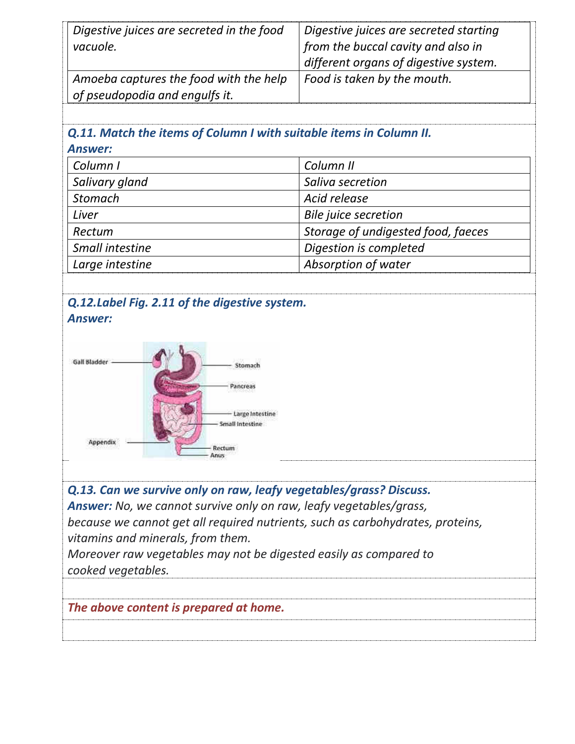| | |
|---|---|
| *Digestive juices are secreted in the food vacuole.* | *Digestive juices are secreted starting from the buccal cavity and also in different organs of digestive system.* |
| *Amoeba captures the food with the help of pseudopodia and engulfs it.* | *Food is taken by the mouth.* |

***Q.11. Match the items of Column I with suitable items in Column II.***

***Answer:***

| *Column I* | *Column II* |
|---|---|
| *Salivary gland* | *Saliva secretion* |
| *Stomach* | *Acid release* |
| *Liver* | *Bile juice secretion* |
| *Rectum* | *Storage of undigested food, faeces* |
| *Small intestine* | *Digestion is completed* |
| *Large intestine* | *Absorption of water* |

***Q.12.Label Fig. 2.11 of the digestive system.***

***Answer:***

Gall Bladder

Stomach

Pancreas

Large Intestine

Small Intestine

Appendix

Rectum

Anus

***Q.13. Can we survive only on raw, leafy vegetables/grass? Discuss.***

***Answer:*** *No, we cannot survive only on raw, leafy vegetables/grass, because we cannot get all required nutrients, such as carbohydrates, proteins, vitamins and minerals, from them.*

*Moreover raw vegetables may not be digested easily as compared to cooked vegetables.*

***The above content is prepared at home.***